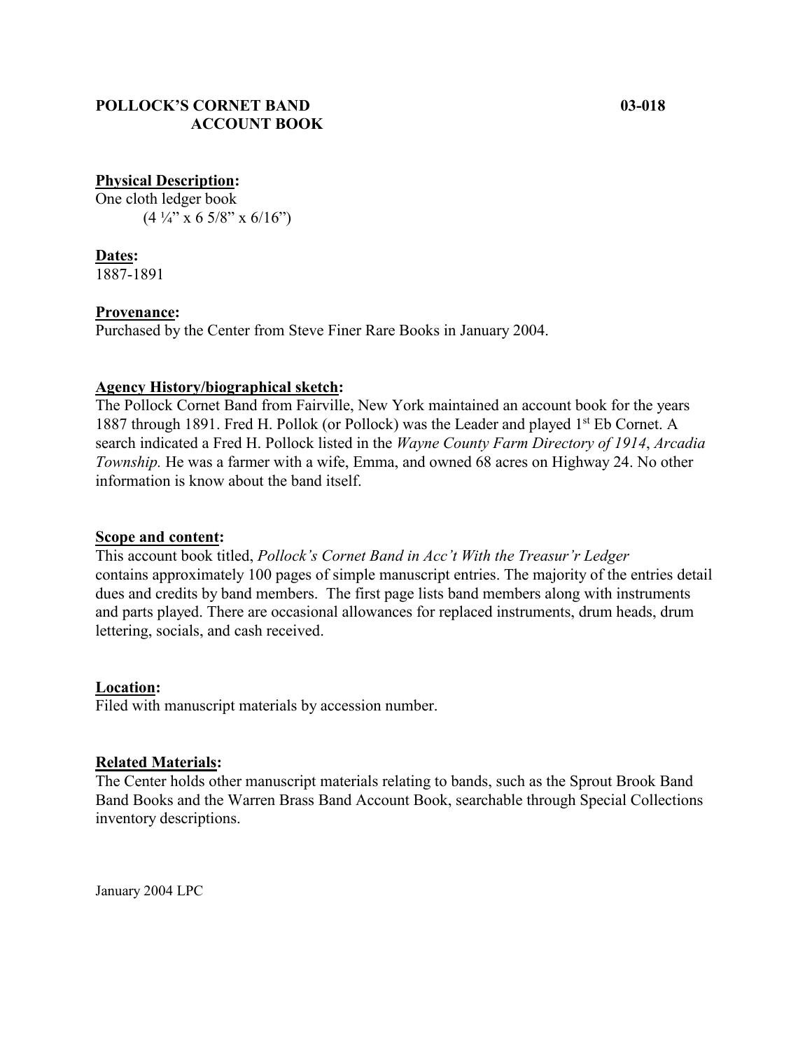# POLLOCK'S CORNET BAND ACCOUNT BOOK 03-018

**Physical Description:**
One cloth ledger book
(4 ¼" x 6 5/8" x 6/16")

**Dates:**
1887-1891

**Provenance:**
Purchased by the Center from Steve Finer Rare Books in January 2004.

**Agency History/biographical sketch:**
The Pollock Cornet Band from Fairville, New York maintained an account book for the years 1887 through 1891. Fred H. Pollok (or Pollock) was the Leader and played 1st Eb Cornet. A search indicated a Fred H. Pollock listed in the *Wayne County Farm Directory of 1914*, *Arcadia Township.* He was a farmer with a wife, Emma, and owned 68 acres on Highway 24. No other information is know about the band itself.

**Scope and content:**
This account book titled, *Pollock's Cornet Band in Acc't With the Treasur'r Ledger* contains approximately 100 pages of simple manuscript entries. The majority of the entries detail dues and credits by band members. The first page lists band members along with instruments and parts played. There are occasional allowances for replaced instruments, drum heads, drum lettering, socials, and cash received.

**Location:**
Filed with manuscript materials by accession number.

**Related Materials:**
The Center holds other manuscript materials relating to bands, such as the Sprout Brook Band Band Books and the Warren Brass Band Account Book, searchable through Special Collections inventory descriptions.

January 2004 LPC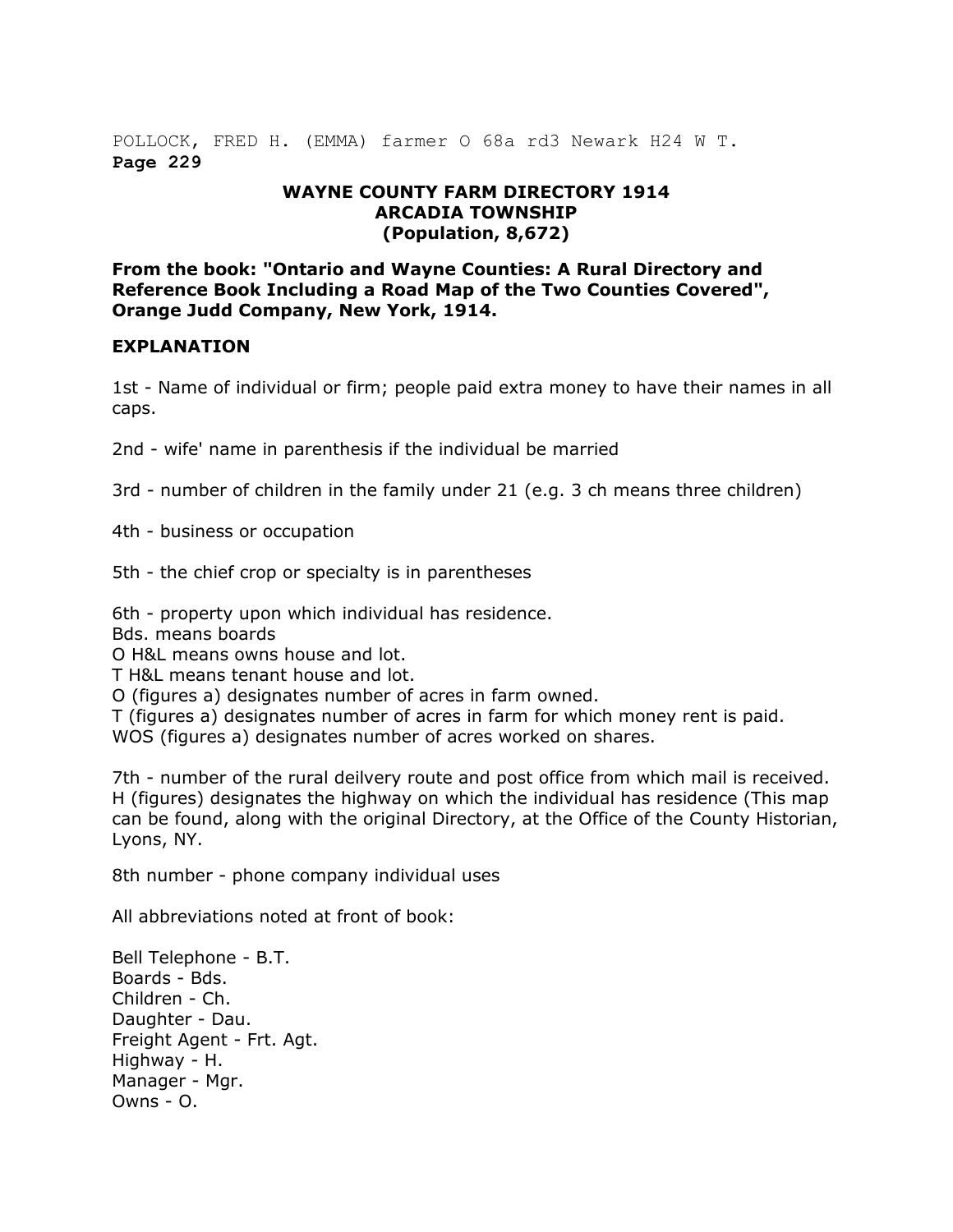POLLOCK, FRED H. (EMMA) farmer O 68a rd3 Newark H24 W T.

**Page 229**

**WAYNE COUNTY FARM DIRECTORY 1914**
**ARCADIA TOWNSHIP**
**(Population, 8,672)**

**From the book: "Ontario and Wayne Counties: A Rural Directory and Reference Book Including a Road Map of the Two Counties Covered", Orange Judd Company, New York, 1914.**

**EXPLANATION**

1st - Name of individual or firm; people paid extra money to have their names in all caps.

2nd - wife' name in parenthesis if the individual be married

3rd - number of children in the family under 21 (e.g. 3 ch means three children)

4th - business or occupation

5th - the chief crop or specialty is in parentheses

6th - property upon which individual has residence.
Bds. means boards
O H&L means owns house and lot.
T H&L means tenant house and lot.
O (figures a) designates number of acres in farm owned.
T (figures a) designates number of acres in farm for which money rent is paid.
WOS (figures a) designates number of acres worked on shares.

7th - number of the rural deilvery route and post office from which mail is received.
H (figures) designates the highway on which the individual has residence (This map can be found, along with the original Directory, at the Office of the County Historian, Lyons, NY.

8th number - phone company individual uses

All abbreviations noted at front of book:

Bell Telephone - B.T.
Boards - Bds.
Children - Ch.
Daughter - Dau.
Freight Agent - Frt. Agt.
Highway - H.
Manager - Mgr.
Owns - O.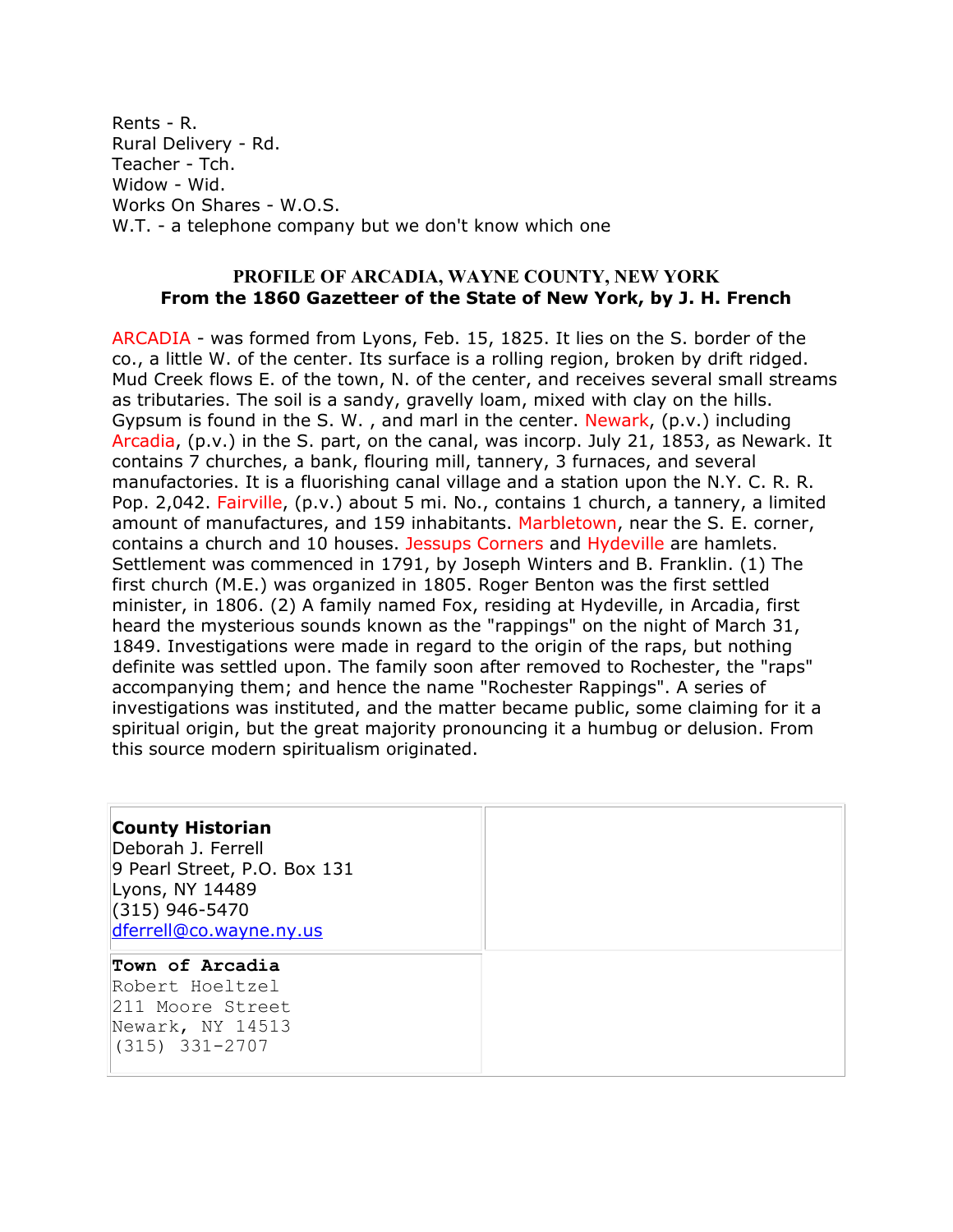Rents - R.
Rural Delivery - Rd.
Teacher - Tch.
Widow - Wid.
Works On Shares - W.O.S.
W.T. - a telephone company but we don't know which one

## PROFILE OF ARCADIA, WAYNE COUNTY, NEW YORK
### From the 1860 Gazetteer of the State of New York, by J. H. French

ARCADIA - was formed from Lyons, Feb. 15, 1825. It lies on the S. border of the co., a little W. of the center. Its surface is a rolling region, broken by drift ridged. Mud Creek flows E. of the town, N. of the center, and receives several small streams as tributaries. The soil is a sandy, gravelly loam, mixed with clay on the hills. Gypsum is found in the S. W. , and marl in the center. Newark, (p.v.) including Arcadia, (p.v.) in the S. part, on the canal, was incorp. July 21, 1853, as Newark. It contains 7 churches, a bank, flouring mill, tannery, 3 furnaces, and several manufactories. It is a fluorishing canal village and a station upon the N.Y. C. R. R. Pop. 2,042. Fairville, (p.v.) about 5 mi. No., contains 1 church, a tannery, a limited amount of manufactures, and 159 inhabitants. Marbletown, near the S. E. corner, contains a church and 10 houses. Jessups Corners and Hydeville are hamlets. Settlement was commenced in 1791, by Joseph Winters and B. Franklin. (1) The first church (M.E.) was organized in 1805. Roger Benton was the first settled minister, in 1806. (2) A family named Fox, residing at Hydeville, in Arcadia, first heard the mysterious sounds known as the "rappings" on the night of March 31, 1849. Investigations were made in regard to the origin of the raps, but nothing definite was settled upon. The family soon after removed to Rochester, the "raps" accompanying them; and hence the name "Rochester Rappings". A series of investigations was instituted, and the matter became public, some claiming for it a spiritual origin, but the great majority pronouncing it a humbug or delusion. From this source modern spiritualism originated.

| | |
|---|---|
| **County Historian**<br>Deborah J. Ferrell<br>9 Pearl Street, P.O. Box 131<br>Lyons, NY 14489<br>(315) 946-5470<br>dferrell@co.wayne.ny.us | |
| **Town of Arcadia**<br>Robert Hoeltzel<br>211 Moore Street<br>Newark, NY 14513<br>(315) 331-2707 | |